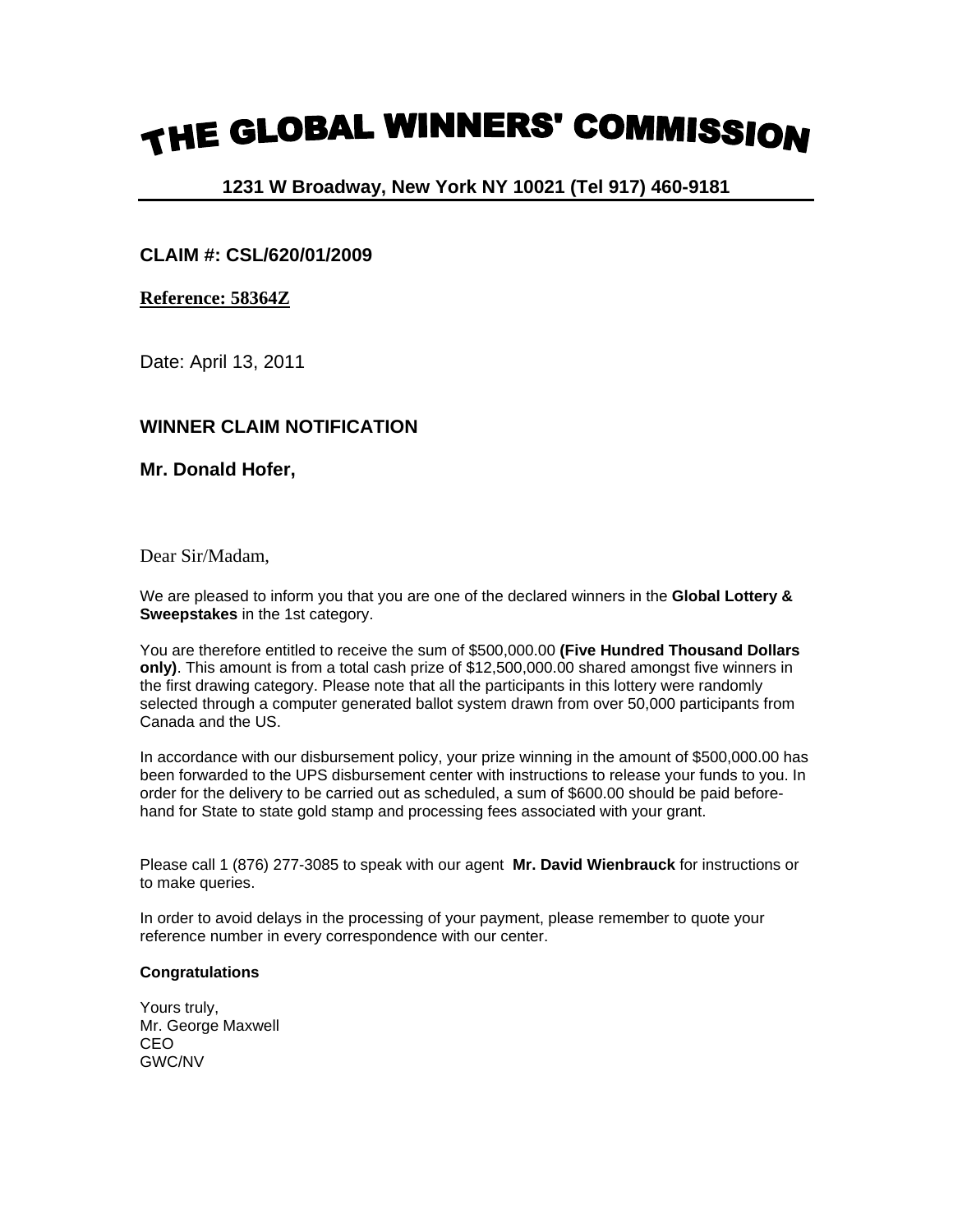# THE GLOBAL WINNERS' COMMISSION

**1231 W Broadway, New York NY 10021 (Tel 917) 460-9181**

**CLAIM #: CSL/620/01/2009**

**Reference: 58364Z**

Date: April 13, 2011

**WINNER CLAIM NOTIFICATION**

**Mr. Donald Hofer,**

Dear Sir/Madam,

We are pleased to inform you that you are one of the declared winners in the **Global Lottery & Sweepstakes** in the 1st category.

You are therefore entitled to receive the sum of $500,000.00 **(Five Hundred Thousand Dollars only)**. This amount is from a total cash prize of $12,500,000.00 shared amongst five winners in the first drawing category. Please note that all the participants in this lottery were randomly selected through a computer generated ballot system drawn from over 50,000 participants from Canada and the US.

In accordance with our disbursement policy, your prize winning in the amount of $500,000.00 has been forwarded to the UPS disbursement center with instructions to release your funds to you. In order for the delivery to be carried out as scheduled, a sum of $600.00 should be paid before-hand for State to state gold stamp and processing fees associated with your grant.

Please call 1 (876) 277-3085 to speak with our agent **Mr. David Wienbrauck** for instructions or to make queries.

In order to avoid delays in the processing of your payment, please remember to quote your reference number in every correspondence with our center.

**Congratulations**

Yours truly,
Mr. George Maxwell
CEO
GWC/NV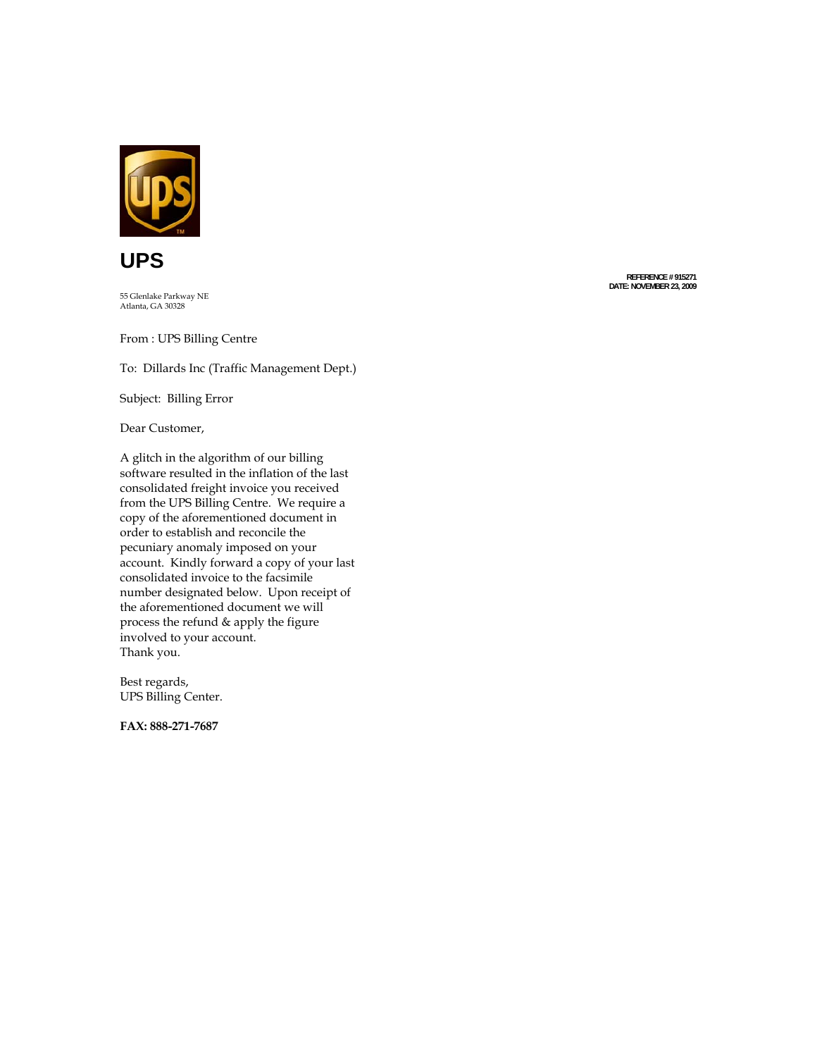**UPS**

55 Glenlake Parkway NE
Atlanta, GA 30328

**REFERENCE # 915271**
**DATE: NOVEMBER 23, 2009**

From : UPS Billing Centre

To: Dillards Inc (Traffic Management Dept.)

Subject: Billing Error

Dear Customer,

A glitch in the algorithm of our billing software resulted in the inflation of the last consolidated freight invoice you received from the UPS Billing Centre. We require a copy of the aforementioned document in order to establish and reconcile the pecuniary anomaly imposed on your account. Kindly forward a copy of your last consolidated invoice to the facsimile number designated below. Upon receipt of the aforementioned document we will process the refund & apply the figure involved to your account.
Thank you.

Best regards,
UPS Billing Center.

**FAX: 888-271-7687**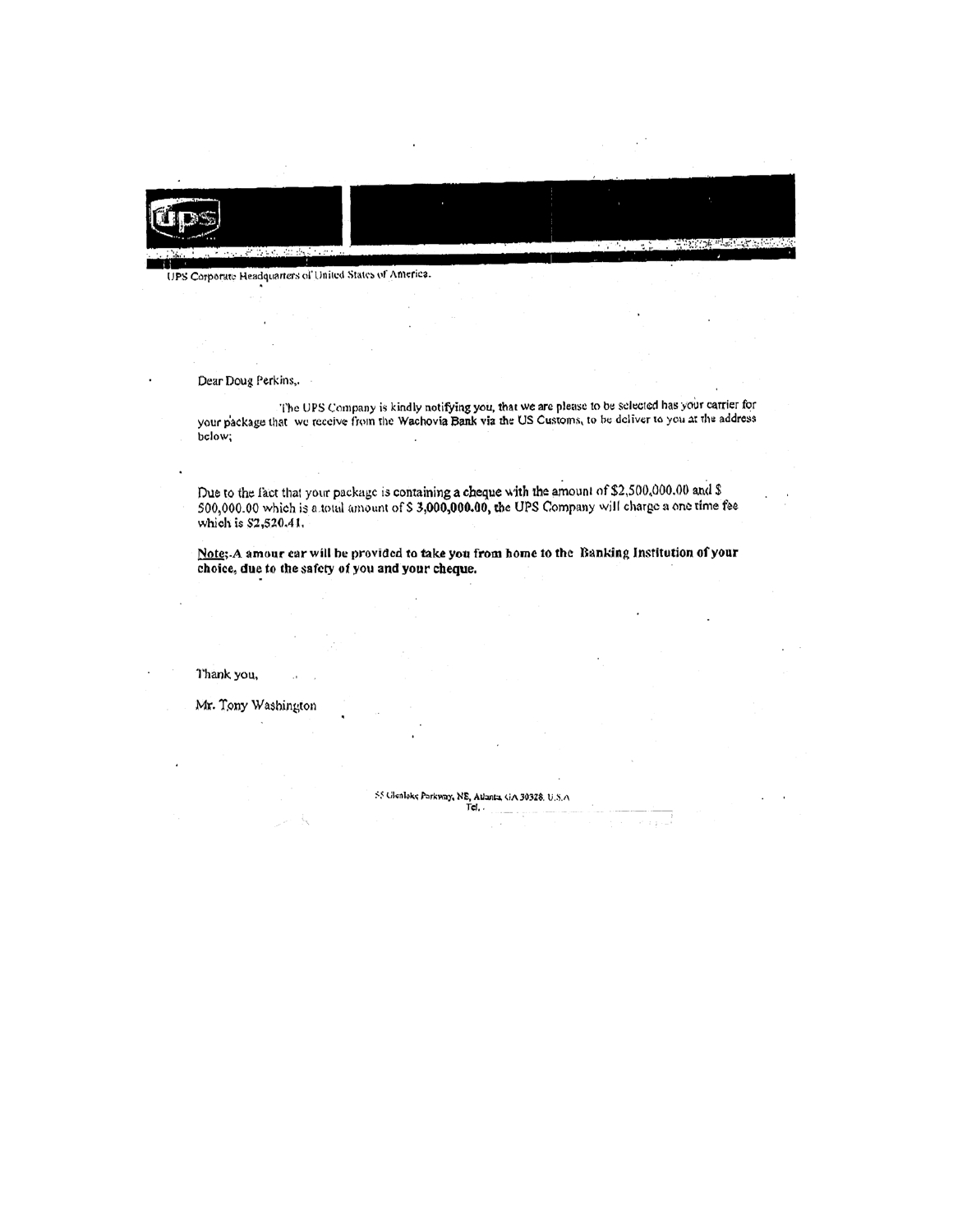UPS Corporate Headquarters of United States of America.

Dear Doug Perkins,.

The UPS Company is kindly notifying you, that we are please to be selected has your carrier for your package that we receive from the **Wachovia Bank via the US Customs**, to be deliver to you at the address below;

Due to the fact that your package is **containing a cheque** with the amount of $2,500,000.00 and $ 500,000.00 which is a total amount of $ **3,000,000.00, the** UPS Company will charge a one time fee which is $2,520.41.

**Note;-A amour car will be provided to take you from home to the Banking Institution of your choice, due to the safety of you and your cheque.**

Thank you,

Mr. Tony Washington

55 Glenlake Parkway, NE, Atlanta, GA 30328, U.S.A
Tel. .